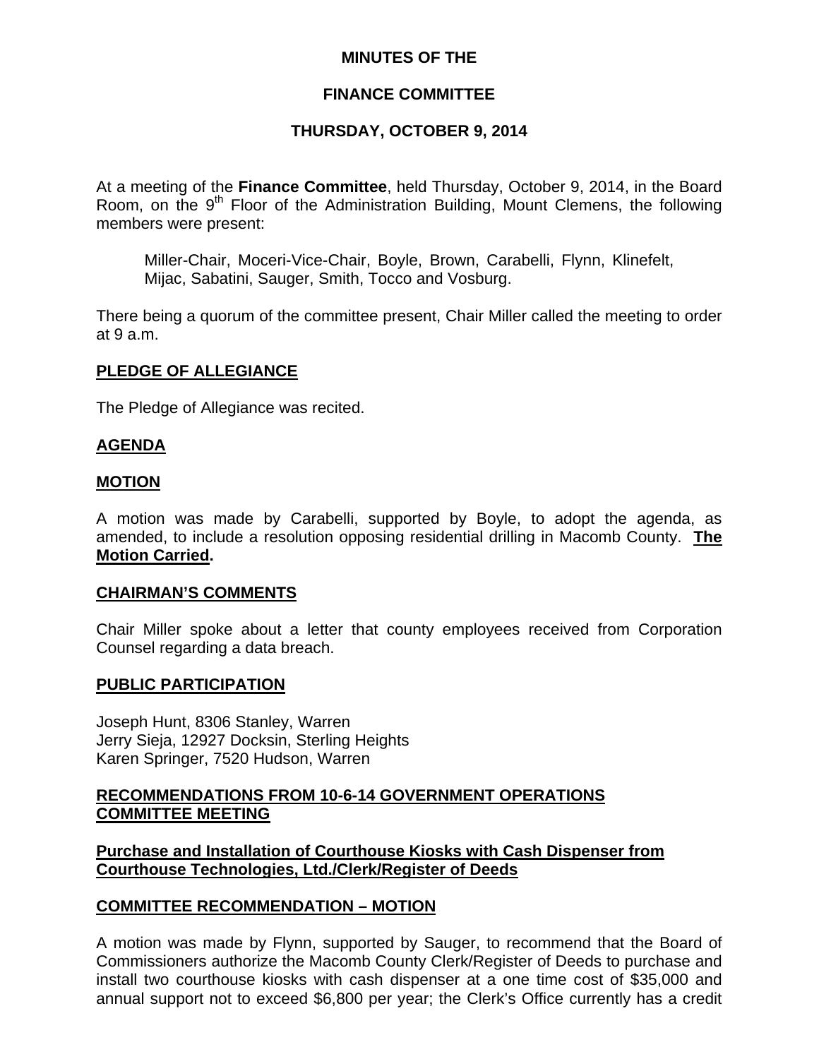**MINUTES OF THE**

**FINANCE COMMITTEE**

**THURSDAY, OCTOBER 9, 2014**

At a meeting of the **Finance Committee**, held Thursday, October 9, 2014, in the Board Room, on the 9th Floor of the Administration Building, Mount Clemens, the following members were present:

Miller-Chair, Moceri-Vice-Chair, Boyle, Brown, Carabelli, Flynn, Klinefelt, Mijac, Sabatini, Sauger, Smith, Tocco and Vosburg.

There being a quorum of the committee present, Chair Miller called the meeting to order at 9 a.m.

**PLEDGE OF ALLEGIANCE**

The Pledge of Allegiance was recited.

**AGENDA**

**MOTION**

A motion was made by Carabelli, supported by Boyle, to adopt the agenda, as amended, to include a resolution opposing residential drilling in Macomb County. **The Motion Carried.**

**CHAIRMAN'S COMMENTS**

Chair Miller spoke about a letter that county employees received from Corporation Counsel regarding a data breach.

**PUBLIC PARTICIPATION**

Joseph Hunt, 8306 Stanley, Warren
Jerry Sieja, 12927 Docksin, Sterling Heights
Karen Springer, 7520 Hudson, Warren

**RECOMMENDATIONS FROM 10-6-14 GOVERNMENT OPERATIONS COMMITTEE MEETING**

**Purchase and Installation of Courthouse Kiosks with Cash Dispenser from Courthouse Technologies, Ltd./Clerk/Register of Deeds**

**COMMITTEE RECOMMENDATION – MOTION**

A motion was made by Flynn, supported by Sauger, to recommend that the Board of Commissioners authorize the Macomb County Clerk/Register of Deeds to purchase and install two courthouse kiosks with cash dispenser at a one time cost of $35,000 and annual support not to exceed $6,800 per year; the Clerk's Office currently has a credit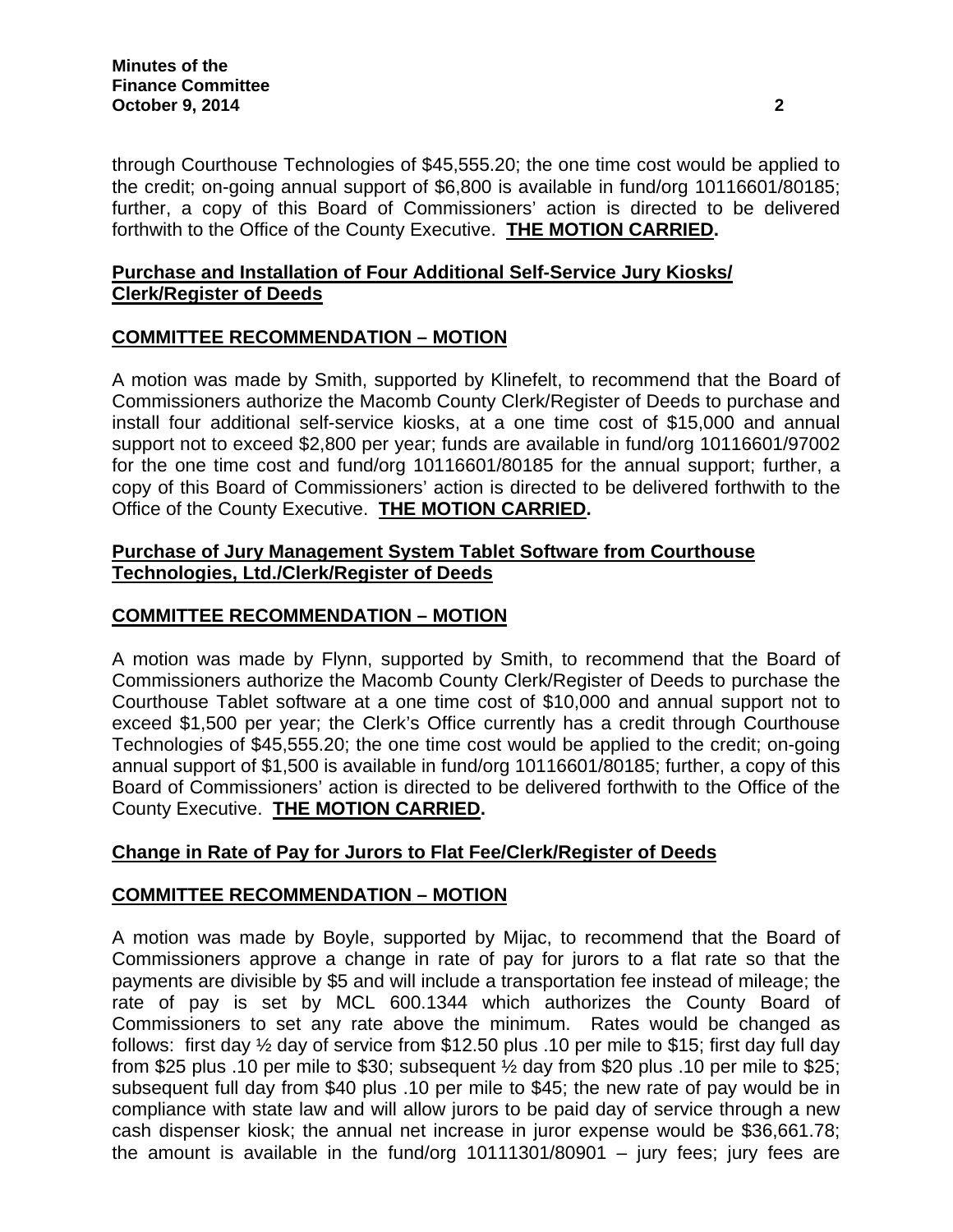through Courthouse Technologies of $45,555.20; the one time cost would be applied to the credit; on-going annual support of $6,800 is available in fund/org 10116601/80185; further, a copy of this Board of Commissioners' action is directed to be delivered forthwith to the Office of the County Executive. **THE MOTION CARRIED.**

**Purchase and Installation of Four Additional Self-Service Jury Kiosks/ Clerk/Register of Deeds**

**COMMITTEE RECOMMENDATION – MOTION**

A motion was made by Smith, supported by Klinefelt, to recommend that the Board of Commissioners authorize the Macomb County Clerk/Register of Deeds to purchase and install four additional self-service kiosks, at a one time cost of $15,000 and annual support not to exceed $2,800 per year; funds are available in fund/org 10116601/97002 for the one time cost and fund/org 10116601/80185 for the annual support; further, a copy of this Board of Commissioners' action is directed to be delivered forthwith to the Office of the County Executive. **THE MOTION CARRIED.**

**Purchase of Jury Management System Tablet Software from Courthouse Technologies, Ltd./Clerk/Register of Deeds**

**COMMITTEE RECOMMENDATION – MOTION**

A motion was made by Flynn, supported by Smith, to recommend that the Board of Commissioners authorize the Macomb County Clerk/Register of Deeds to purchase the Courthouse Tablet software at a one time cost of $10,000 and annual support not to exceed $1,500 per year; the Clerk's Office currently has a credit through Courthouse Technologies of $45,555.20; the one time cost would be applied to the credit; on-going annual support of $1,500 is available in fund/org 10116601/80185; further, a copy of this Board of Commissioners' action is directed to be delivered forthwith to the Office of the County Executive. **THE MOTION CARRIED.**

**Change in Rate of Pay for Jurors to Flat Fee/Clerk/Register of Deeds**

**COMMITTEE RECOMMENDATION – MOTION**

A motion was made by Boyle, supported by Mijac, to recommend that the Board of Commissioners approve a change in rate of pay for jurors to a flat rate so that the payments are divisible by $5 and will include a transportation fee instead of mileage; the rate of pay is set by MCL 600.1344 which authorizes the County Board of Commissioners to set any rate above the minimum. Rates would be changed as follows: first day ½ day of service from $12.50 plus .10 per mile to $15; first day full day from $25 plus .10 per mile to $30; subsequent ½ day from $20 plus .10 per mile to $25; subsequent full day from $40 plus .10 per mile to $45; the new rate of pay would be in compliance with state law and will allow jurors to be paid day of service through a new cash dispenser kiosk; the annual net increase in juror expense would be $36,661.78; the amount is available in the fund/org 10111301/80901 – jury fees; jury fees are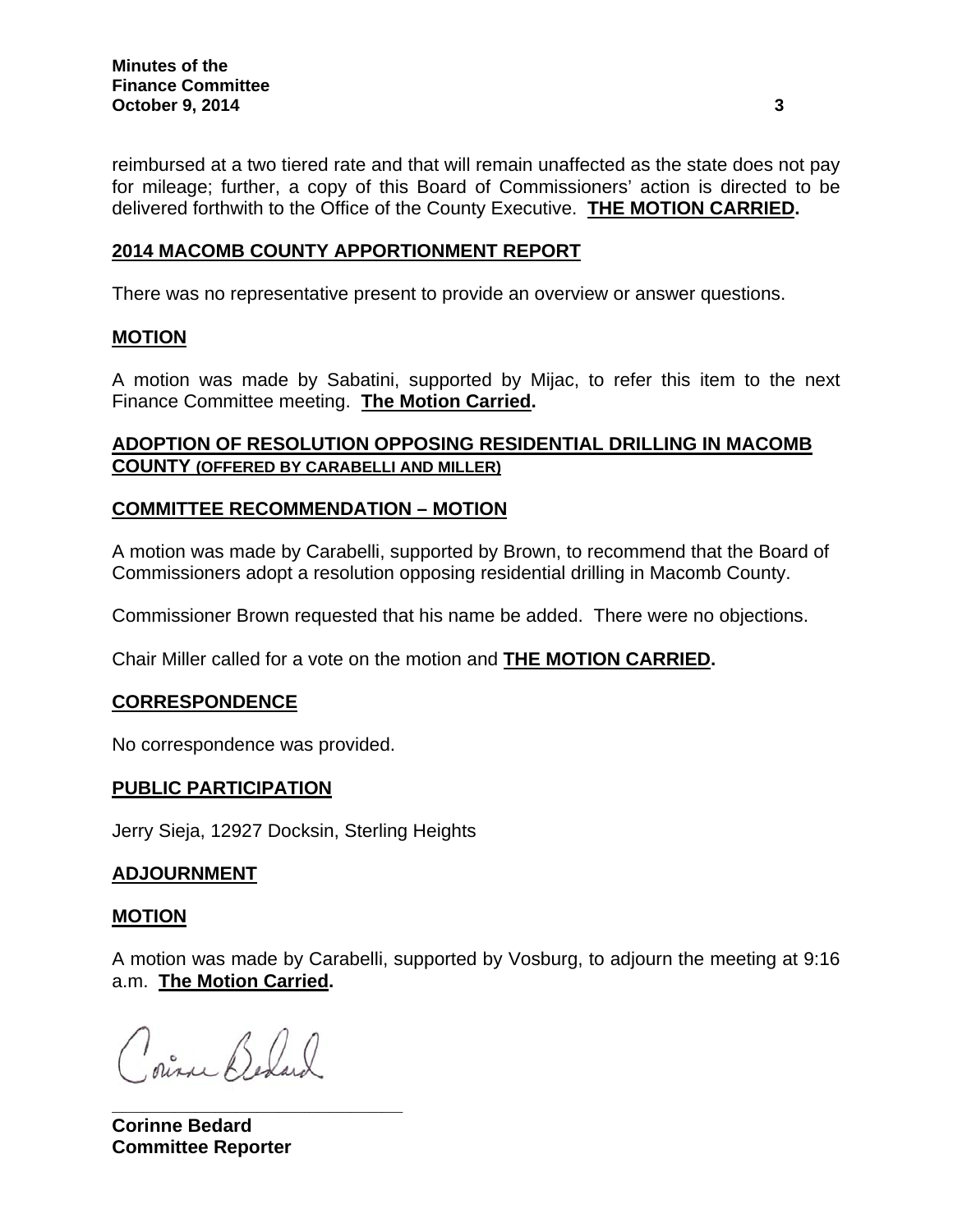reimbursed at a two tiered rate and that will remain unaffected as the state does not pay for mileage; further, a copy of this Board of Commissioners' action is directed to be delivered forthwith to the Office of the County Executive. **THE MOTION CARRIED.**

**2014 MACOMB COUNTY APPORTIONMENT REPORT**

There was no representative present to provide an overview or answer questions.

**MOTION**

A motion was made by Sabatini, supported by Mijac, to refer this item to the next Finance Committee meeting. **The Motion Carried.**

**ADOPTION OF RESOLUTION OPPOSING RESIDENTIAL DRILLING IN MACOMB COUNTY (OFFERED BY CARABELLI AND MILLER)**

**COMMITTEE RECOMMENDATION – MOTION**

A motion was made by Carabelli, supported by Brown, to recommend that the Board of Commissioners adopt a resolution opposing residential drilling in Macomb County.

Commissioner Brown requested that his name be added. There were no objections.

Chair Miller called for a vote on the motion and **THE MOTION CARRIED.**

**CORRESPONDENCE**

No correspondence was provided.

**PUBLIC PARTICIPATION**

Jerry Sieja, 12927 Docksin, Sterling Heights

**ADJOURNMENT**

**MOTION**

A motion was made by Carabelli, supported by Vosburg, to adjourn the meeting at 9:16 a.m. **The Motion Carried.**

\_\_\_\_\_\_\_\_\_\_\_\_\_\_\_\_\_\_\_\_\_\_\_\_\_\_\_\_\_\_

**Corinne Bedard**
**Committee Reporter**